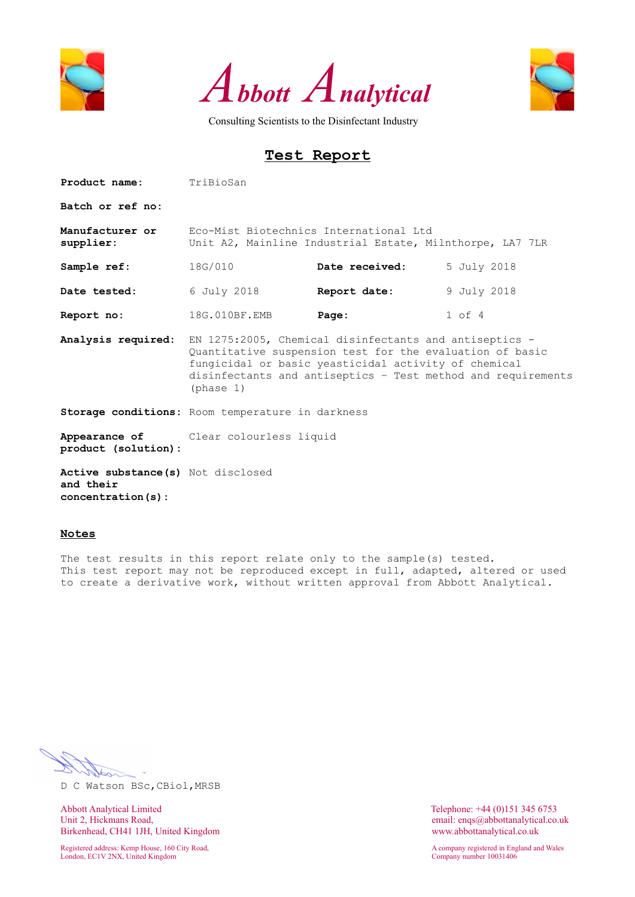# Abbott Analytical

Consulting Scientists to the Disinfectant Industry

## Test Report

| | | | |
|---|---|---|---|
| **Product name:** | TriBioSan | | |
| **Batch or ref no:** | | | |
| **Manufacturer or supplier:** | Eco-Mist Biotechnics International Ltd<br>Unit A2, Mainline Industrial Estate, Milnthorpe, LA7 7LR | | |
| **Sample ref:** | 18G/010 | **Date received:** | 5 July 2018 |
| **Date tested:** | 6 July 2018 | **Report date:** | 9 July 2018 |
| **Report no:** | 18G.010BF.EMB | **Page:** | 1 of 4 |
| **Analysis required:** | EN 1275:2005, Chemical disinfectants and antiseptics - Quantitative suspension test for the evaluation of basic fungicidal or basic yeasticidal activity of chemical disinfectants and antiseptics - Test method and requirements (phase 1) | | |
| **Storage conditions:** | Room temperature in darkness | | |
| **Appearance of product (solution):** | Clear colourless liquid | | |
| **Active substance(s) and their concentration(s):** | Not disclosed | | |

### Notes

The test results in this report relate only to the sample(s) tested.
This test report may not be reproduced except in full, adapted, altered or used to create a derivative work, without written approval from Abbott Analytical.

D C Watson BSc,CBiol,MRSB

Abbott Analytical Limited
Unit 2, Hickmans Road,
Birkenhead, CH41 1JH, United Kingdom

Telephone: +44 (0)151 345 6753
email: enqs@abbottanalytical.co.uk
www.abbottanalytical.co.uk

Registered address: Kemp House, 160 City Road, London, EC1V 2NX, United Kingdom

A company registered in England and Wales
Company number 10031406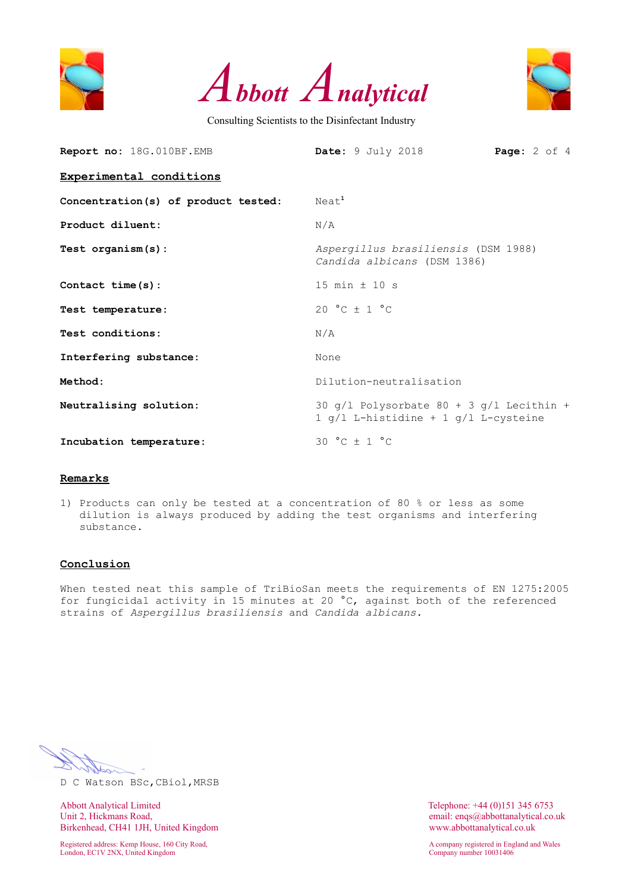**Report no:** 18G.010BF.EMB **Date:** 9 July 2018

## Experimental conditions

| | |
|---|---|
| **Concentration(s) of product tested:** | Neat[1] |
| **Product diluent:** | N/A |
| **Test organism(s):** | *Aspergillus brasiliensis* (DSM 1988)<br>*Candida albicans* (DSM 1386) |
| **Contact time(s):** | 15 min ± 10 s |
| **Test temperature:** | 20 °C ± 1 °C |
| **Test conditions:** | N/A |
| **Interfering substance:** | None |
| **Method:** | Dilution-neutralisation |
| **Neutralising solution:** | 30 g/l Polysorbate 80 + 3 g/l Lecithin + 1 g/l L-histidine + 1 g/l L-cysteine |
| **Incubation temperature:** | 30 °C ± 1 °C |

## Remarks

1) Products can only be tested at a concentration of 80 % or less as some dilution is always produced by adding the test organisms and interfering substance.

## Conclusion

When tested neat this sample of TriBioSan meets the requirements of EN 1275:2005 for fungicidal activity in 15 minutes at 20 °C, against both of the referenced strains of *Aspergillus brasiliensis* and *Candida albicans*.

D C Watson BSc,CBiol,MRSB

Abbott Analytical Limited
Unit 2, Hickmans Road,
Birkenhead, CH41 1JH, United Kingdom

Registered address: Kemp House, 160 City Road,
London, EC1V 2NX, United Kingdom

Telephone: +44 (0)151 345 6753
email: enqs@abbottanalytical.co.uk
www.abbottanalytical.co.uk

A company registered in England and Wales
Company number 10031406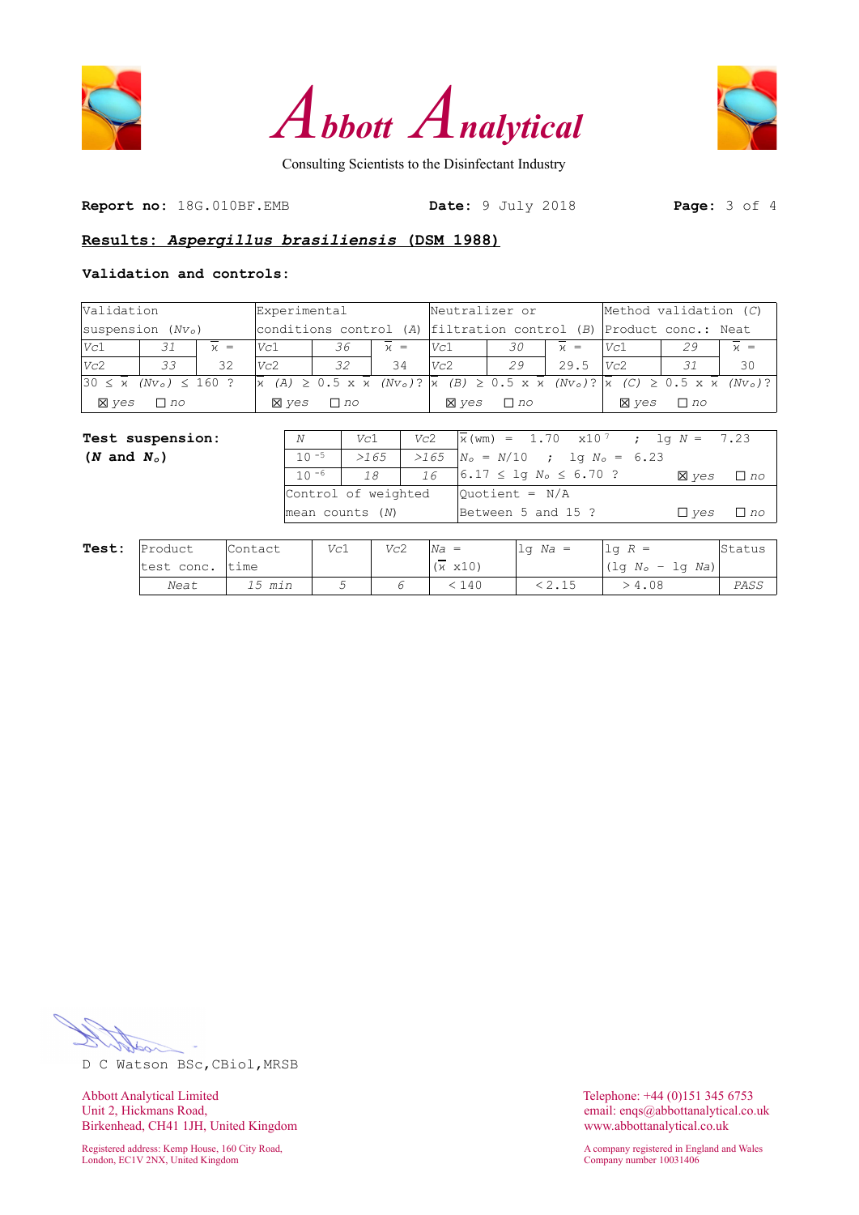# Abbott Analytical

Consulting Scientists to the Disinfectant Industry

**Report no:** 18G.010BF.EMB **Date:** 9 July 2018

## Results: *Aspergillus brasiliensis* (DSM 1988)

**Validation and controls:**

| Validation suspension ($Nv_o$) | | | Experimental conditions control (*A*) | | | Neutralizer or filtration control (*B*) | | | Method validation (*C*) Product conc.: Neat | | |
|---|---|---|---|---|---|---|---|---|---|---|---|
| *Vc*1 | *31* | $\bar{x}$ = | *Vc*1 | *36* | $\bar{x}$ = | *Vc*1 | *30* | $\bar{x}$ = | *Vc*1 | *29* | $\bar{x}$ = |
| *Vc*2 | *33* | 32 | *Vc*2 | *32* | 34 | *Vc*2 | *29* | 29.5 | *Vc*2 | *31* | 30 |
| $30 \le \bar{x}$ $(Nv_o) \le 160$ ? | | | $\bar{x}$ $(A) \ge 0.5 \times \bar{x}$ $(Nv_o)$? | | | $\bar{x}$ $(B) \ge 0.5 \times \bar{x}$ $(Nv_o)$? | | | $\bar{x}$ $(C) \ge 0.5 \times \bar{x}$ $(Nv_o)$? | | |
| ☒ *yes* ☐ *no* | | | ☒ *yes* ☐ *no* | | | ☒ *yes* ☐ *no* | | | ☒ *yes* ☐ *no* | | |

**Test suspension: (*N* and $N_o$)**

| *N* | *Vc*1 | *Vc*2 | $\bar{x}$(wm) = 1.70 x$10^{7}$ ; lg *N* = 7.23 |
|---|---|---|---|
| $10^{-5}$ | *>165* | *>165* | $N_o$ = *N*/10 ; lg $N_o$ = 6.23 |
| $10^{-6}$ | *18* | *16* | $6.17 \le \lg N_o \le 6.70$ ? ☒ *yes* ☐ *no* |
| Control of weighted mean counts (*N*) | | | Quotient = N/A Between 5 and 15 ? ☐ *yes* ☐ *no* |

**Test:**

| Product test conc. | Contact time | *Vc*1 | *Vc*2 | *Na* = ($\bar{x}$ x10) | lg *Na* = | lg *R* = (lg $N_o$ − lg *Na*) | Status |
|---|---|---|---|---|---|---|---|
| *Neat* | *15 min* | 5 | 6 | < 140 | < 2.15 | > 4.08 | *PASS* |

D C Watson BSc,CBiol,MRSB

Abbott Analytical Limited
Unit 2, Hickmans Road,
Birkenhead, CH41 1JH, United Kingdom

Telephone: +44 (0)151 345 6753
email: enqs@abbottanalytical.co.uk
www.abbottanalytical.co.uk

Registered address: Kemp House, 160 City Road, London, EC1V 2NX, United Kingdom

A company registered in England and Wales
Company number 10031406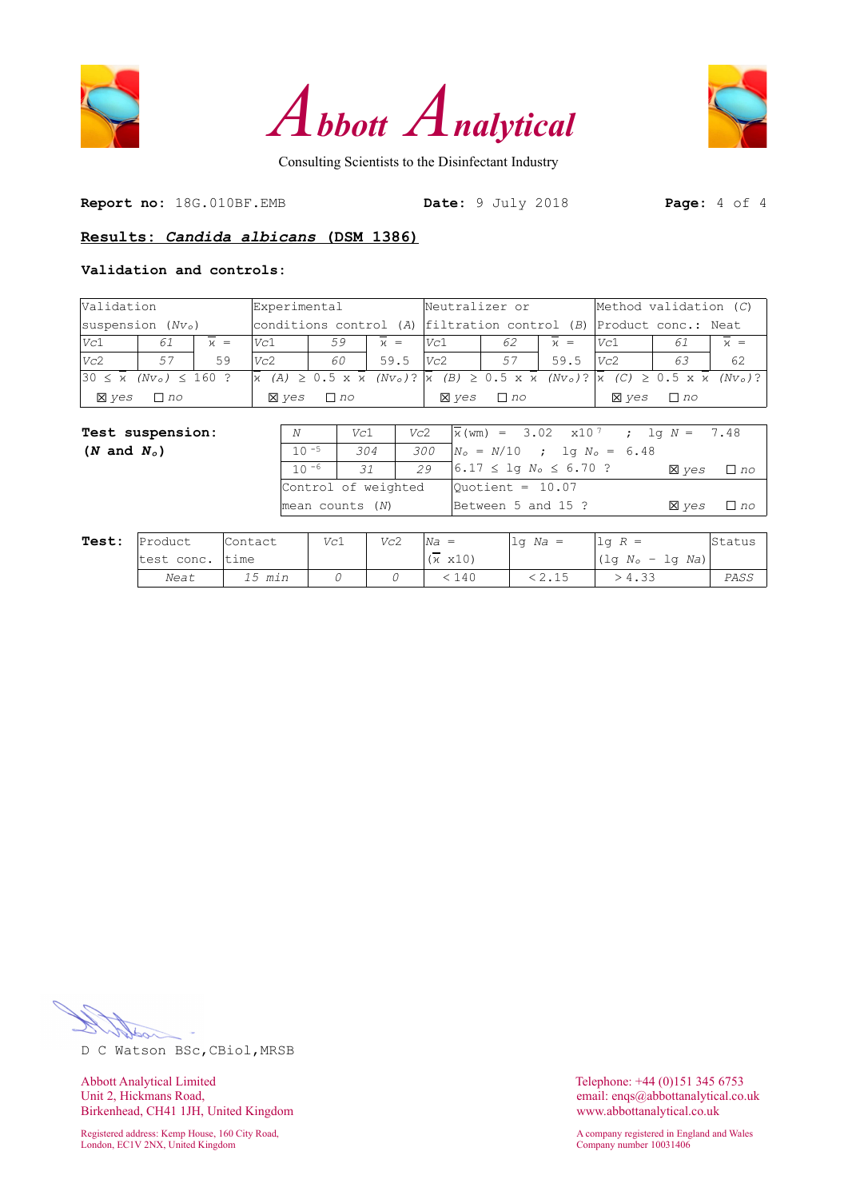Abbott Analytical

Consulting Scientists to the Disinfectant Industry

**Report no:** 18G.010BF.EMB **Date:** 9 July 2018

## Results: *Candida albicans* (DSM 1386)

**Validation and controls:**

| Validation suspension ($Nv_o$) | | | Experimental conditions control (A) | | | Neutralizer or filtration control (B) | | | Method validation (C) Product conc.: Neat | | |
|---|---|---|---|---|---|---|---|---|---|---|---|
| Vc1 | 61 | $\bar{x}$ = | Vc1 | 59 | $\bar{x}$ = | Vc1 | 62 | $\bar{x}$ = | Vc1 | 61 | $\bar{x}$ = |
| Vc2 | 57 | 59 | Vc2 | 60 | 59.5 | Vc2 | 57 | 59.5 | Vc2 | 63 | 62 |
| $30 \leq \bar{x}$ $(Nv_o) \leq 160$ ? | | | $\bar{x}$ (A) $\geq 0.5 \times \bar{x}$ $(Nv_o)$? | | | $\bar{x}$ (B) $\geq 0.5 \times \bar{x}$ $(Nv_o)$? | | | $\bar{x}$ (C) $\geq 0.5 \times \bar{x}$ $(Nv_o)$? | | |
| ☒ yes ☐ no | | | ☒ yes ☐ no | | | ☒ yes ☐ no | | | ☒ yes ☐ no | | |

**Test suspension: ($N$ and $N_o$)**

| N | Vc1 | Vc2 | | |
|---|---|---|---|---|
| $10^{-5}$ | 304 | 300 | $\bar{x}$(wm) = 3.02 $\times10^{7}$ ; lg $N$ = 7.48 | |
| $10^{-6}$ | 31 | 29 | $N_o$ = $N$/10 ; lg $N_o$ = 6.48 | |
| | | | $6.17 \leq$ lg $N_o \leq 6.70$ ? | ☒ yes ☐ no |
| Control of weighted mean counts (N) | | | Quotient = 10.07 Between 5 and 15 ? | ☒ yes ☐ no |

**Test:**

| Product test conc. | Contact time | Vc1 | Vc2 | $Na$ = ($\bar{x}$ x10) | lg $Na$ = | lg $R$ = (lg $N_o$ − lg $Na$) | Status |
|---|---|---|---|---|---|---|---|
| Neat | 15 min | 0 | 0 | < 140 | < 2.15 | > 4.33 | PASS |

D C Watson BSc,CBiol,MRSB

Abbott Analytical Limited
Unit 2, Hickmans Road,
Birkenhead, CH41 1JH, United Kingdom

Registered address: Kemp House, 160 City Road,
London, EC1V 2NX, United Kingdom

Telephone: +44 (0)151 345 6753
email: enqs@abbottanalytical.co.uk
www.abbottanalytical.co.uk

A company registered in England and Wales
Company number 10031406